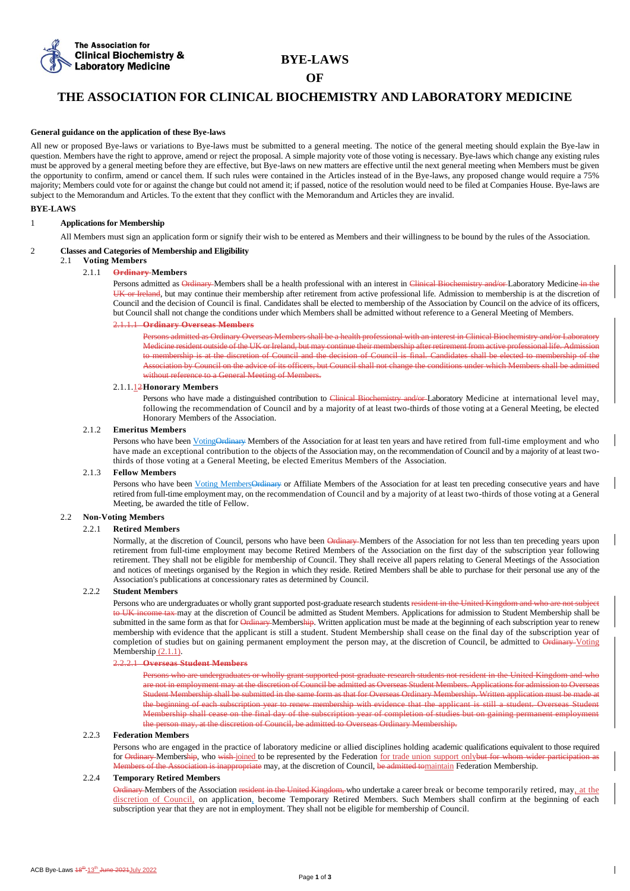# BYE-LAWS

# OF

# THE ASSOCIATION FOR CLINICAL BIOCHEMISTRY AND LABORATORY MEDICINE

**General guidance on the application of these Bye-laws**

All new or proposed Bye-laws or variations to Bye-laws must be submitted to a general meeting. The notice of the general meeting should explain the Bye-law in question. Members have the right to approve, amend or reject the proposal. A simple majority vote of those voting is necessary. Bye-laws which change any existing rules must be approved by a general meeting before they are effective, but Bye-laws on new matters are effective until the next general meeting when Members must be given the opportunity to confirm, amend or cancel them. If such rules were contained in the Articles instead of in the Bye-laws, any proposed change would require a 75% majority; Members could vote for or against the change but could not amend it; if passed, notice of the resolution would need to be filed at Companies House. Bye-laws are subject to the Memorandum and Articles. To the extent that they conflict with the Memorandum and Articles they are invalid.

**BYE-LAWS**

## 1 Applications for Membership

All Members must sign an application form or signify their wish to be entered as Members and their willingness to be bound by the rules of the Association.

## 2 Classes and Categories of Membership and Eligibility

### 2.1 Voting Members

#### 2.1.1 ~~Ordinary~~ Members

Persons admitted as ~~Ordinary~~ Members shall be a health professional with an interest in ~~Clinical Biochemistry and/or~~ Laboratory Medicine ~~in the UK or Ireland~~, but may continue their membership after retirement from active professional life. Admission to membership is at the discretion of Council and the decision of Council is final. Candidates shall be elected to membership of the Association by Council on the advice of its officers, but Council shall not change the conditions under which Members shall be admitted without reference to a General Meeting of Members.

##### ~~2.1.1.1 Ordinary Overseas Members~~

~~Persons admitted as Ordinary Overseas Members shall be a health professional with an interest in Clinical Biochemistry and/or Laboratory Medicine resident outside of the UK or Ireland, but may continue their membership after retirement from active professional life. Admission to membership is at the discretion of Council and the decision of Council is final. Candidates shall be elected to membership of the Association by Council on the advice of its officers, but Council shall not change the conditions under which Members shall be admitted without reference to a General Meeting of Members.~~

##### 2.1.1.1~~2~~ Honorary Members

Persons who have made a distinguished contribution to ~~Clinical Biochemistry and/or~~ Laboratory Medicine at international level may, following the recommendation of Council and by a majority of at least two-thirds of those voting at a General Meeting, be elected Honorary Members of the Association.

#### 2.1.2 Emeritus Members

Persons who have been Voting~~Ordinary~~ Members of the Association for at least ten years and have retired from full-time employment and who have made an exceptional contribution to the objects of the Association may, on the recommendation of Council and by a majority of at least two-thirds of those voting at a General Meeting, be elected Emeritus Members of the Association.

#### 2.1.3 Fellow Members

Persons who have been Voting Members~~Ordinary~~ or Affiliate Members of the Association for at least ten preceding consecutive years and have retired from full-time employment may, on the recommendation of Council and by a majority of at least two-thirds of those voting at a General Meeting, be awarded the title of Fellow.

### 2.2 Non-Voting Members

#### 2.2.1 Retired Members

Normally, at the discretion of Council, persons who have been ~~Ordinary~~ Members of the Association for not less than ten preceding years upon retirement from full-time employment may become Retired Members of the Association on the first day of the subscription year following retirement. They shall not be eligible for membership of Council. They shall receive all papers relating to General Meetings of the Association and notices of meetings organised by the Region in which they reside. Retired Members shall be able to purchase for their personal use any of the Association's publications at concessionary rates as determined by Council.

#### 2.2.2 Student Members

Persons who are undergraduates or wholly grant supported post-graduate research students ~~resident in the United Kingdom and who are not subject to UK income tax~~ may at the discretion of Council be admitted as Student Members. Applications for admission to Student Membership shall be submitted in the same form as that for ~~Ordinary~~ Members~~hip~~. Written application must be made at the beginning of each subscription year to renew membership with evidence that the applicant is still a student. Student Membership shall cease on the final day of the subscription year of completion of studies but on gaining permanent employment the person may, at the discretion of Council, be admitted to ~~Ordinary~~ Voting Membership (2.1.1).

##### ~~2.2.2.1 Overseas Student Members~~

~~Persons who are undergraduates or wholly grant supported post-graduate research students not resident in the United Kingdom and who are not in employment may at the discretion of Council be admitted as Overseas Student Members. Applications for admission to Overseas Student Membership shall be submitted in the same form as that for Overseas Ordinary Membership. Written application must be made at the beginning of each subscription year to renew membership with evidence that the applicant is still a student. Overseas Student Membership shall cease on the final day of the subscription year of completion of studies but on gaining permanent employment the person may, at the discretion of Council, be admitted to Overseas Ordinary Membership.~~

#### 2.2.3 Federation Members

Persons who are engaged in the practice of laboratory medicine or allied disciplines holding academic qualifications equivalent to those required for ~~Ordinary~~ Members~~hip~~, who ~~wish~~ joined to be represented by the Federation for trade union support only~~but for whom wider participation as Members of the Association is inappropriate~~ may, at the discretion of Council, ~~be admitted to~~maintain Federation Membership.

#### 2.2.4 Temporary Retired Members

~~Ordinary~~ Members of the Association ~~resident in the United Kingdom,~~ who undertake a career break or become temporarily retired, may, at the discretion of Council, on application, become Temporary Retired Members. Such Members shall confirm at the beginning of each subscription year that they are not in employment. They shall not be eligible for membership of Council.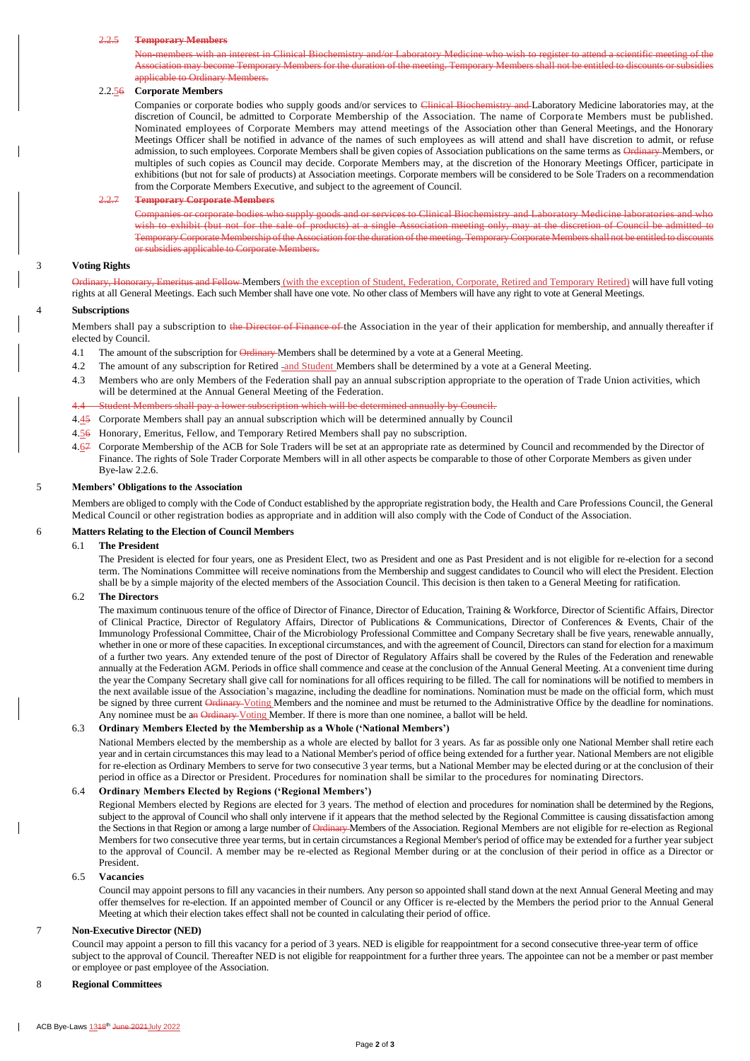~~2.2.5 **Temporary Members**~~

~~Non-members with an interest in Clinical Biochemistry and/or Laboratory Medicine who wish to register to attend a scientific meeting of the Association may become Temporary Members for the duration of the meeting. Temporary Members shall not be entitled to discounts or subsidies applicable to Ordinary Members.~~

2.2.5~~6~~ **Corporate Members**

Companies or corporate bodies who supply goods and/or services to ~~Clinical Biochemistry and~~ Laboratory Medicine laboratories may, at the discretion of Council, be admitted to Corporate Membership of the Association. The name of Corporate Members must be published. Nominated employees of Corporate Members may attend meetings of the Association other than General Meetings, and the Honorary Meetings Officer shall be notified in advance of the names of such employees as will attend and shall have discretion to admit, or refuse admission, to such employees. Corporate Members shall be given copies of Association publications on the same terms as ~~Ordinary~~ Members, or multiples of such copies as Council may decide. Corporate Members may, at the discretion of the Honorary Meetings Officer, participate in exhibitions (but not for sale of products) at Association meetings. Corporate members will be considered to be Sole Traders on a recommendation from the Corporate Members Executive, and subject to the agreement of Council.

~~2.2.7 **Temporary Corporate Members**~~

~~Companies or corporate bodies who supply goods and or services to Clinical Biochemistry and Laboratory Medicine laboratories and who wish to exhibit (but not for the sale of products) at a single Association meeting only, may at the discretion of Council be admitted to Temporary Corporate Membership of the Association for the duration of the meeting. Temporary Corporate Members shall not be entitled to discounts or subsidies applicable to Corporate Members.~~

## 3 Voting Rights

~~Ordinary, Honorary, Emeritus and Fellow~~ Members (with the exception of Student, Federation, Corporate, Retired and Temporary Retired) will have full voting rights at all General Meetings. Each such Member shall have one vote. No other class of Members will have any right to vote at General Meetings.

## 4 Subscriptions

Members shall pay a subscription to ~~the Director of Finance of~~ the Association in the year of their application for membership, and annually thereafter if elected by Council.

4.1 The amount of the subscription for ~~Ordinary~~ Members shall be determined by a vote at a General Meeting.

4.2 The amount of any subscription for Retired and Student Members shall be determined by a vote at a General Meeting.

4.3 Members who are only Members of the Federation shall pay an annual subscription appropriate to the operation of Trade Union activities, which will be determined at the Annual General Meeting of the Federation.

~~4.4 Student Members shall pay a lower subscription which will be determined annually by Council.~~

4.4~~5~~ Corporate Members shall pay an annual subscription which will be determined annually by Council

4.5~~6~~ Honorary, Emeritus, Fellow, and Temporary Retired Members shall pay no subscription.

4.6~~7~~ Corporate Membership of the ACB for Sole Traders will be set at an appropriate rate as determined by Council and recommended by the Director of Finance. The rights of Sole Trader Corporate Members will in all other aspects be comparable to those of other Corporate Members as given under Bye-law 2.2.6.

## 5 Members' Obligations to the Association

Members are obliged to comply with the Code of Conduct established by the appropriate registration body, the Health and Care Professions Council, the General Medical Council or other registration bodies as appropriate and in addition will also comply with the Code of Conduct of the Association.

## 6 Matters Relating to the Election of Council Members

### 6.1 The President

The President is elected for four years, one as President Elect, two as President and one as Past President and is not eligible for re-election for a second term. The Nominations Committee will receive nominations from the Membership and suggest candidates to Council who will elect the President. Election shall be by a simple majority of the elected members of the Association Council. This decision is then taken to a General Meeting for ratification.

### 6.2 The Directors

The maximum continuous tenure of the office of Director of Finance, Director of Education, Training & Workforce, Director of Scientific Affairs, Director of Clinical Practice, Director of Regulatory Affairs, Director of Publications & Communications, Director of Conferences & Events, Chair of the Immunology Professional Committee, Chair of the Microbiology Professional Committee and Company Secretary shall be five years, renewable annually, whether in one or more of these capacities. In exceptional circumstances, and with the agreement of Council, Directors can stand for election for a maximum of a further two years. Any extended tenure of the post of Director of Regulatory Affairs shall be covered by the Rules of the Federation and renewable annually at the Federation AGM. Periods in office shall commence and cease at the conclusion of the Annual General Meeting. At a convenient time during the year the Company Secretary shall give call for nominations for all offices requiring to be filled. The call for nominations will be notified to members in the next available issue of the Association's magazine, including the deadline for nominations. Nomination must be made on the official form, which must be signed by three current ~~Ordinary~~ Voting Members and the nominee and must be returned to the Administrative Office by the deadline for nominations. Any nominee must be a~~n Ordinary~~ Voting Member. If there is more than one nominee, a ballot will be held.

### 6.3 Ordinary Members Elected by the Membership as a Whole ('National Members')

National Members elected by the membership as a whole are elected by ballot for 3 years. As far as possible only one National Member shall retire each year and in certain circumstances this may lead to a National Member's period of office being extended for a further year. National Members are not eligible for re-election as Ordinary Members to serve for two consecutive 3 year terms, but a National Member may be elected during or at the conclusion of their period in office as a Director or President. Procedures for nomination shall be similar to the procedures for nominating Directors.

### 6.4 Ordinary Members Elected by Regions ('Regional Members')

Regional Members elected by Regions are elected for 3 years. The method of election and procedures for nomination shall be determined by the Regions, subject to the approval of Council who shall only intervene if it appears that the method selected by the Regional Committee is causing dissatisfaction among the Sections in that Region or among a large number of ~~Ordinary~~ Members of the Association. Regional Members are not eligible for re-election as Regional Members for two consecutive three year terms, but in certain circumstances a Regional Member's period of office may be extended for a further year subject to the approval of Council. A member may be re-elected as Regional Member during or at the conclusion of their period in office as a Director or President.

### 6.5 Vacancies

Council may appoint persons to fill any vacancies in their numbers. Any person so appointed shall stand down at the next Annual General Meeting and may offer themselves for re-election. If an appointed member of Council or any Officer is re-elected by the Members the period prior to the Annual General Meeting at which their election takes effect shall not be counted in calculating their period of office.

## 7 Non-Executive Director (NED)

Council may appoint a person to fill this vacancy for a period of 3 years. NED is eligible for reappointment for a second consecutive three-year term of office subject to the approval of Council. Thereafter NED is not eligible for reappointment for a further three years. The appointee can not be a member or past member or employee or past employee of the Association.

## 8 Regional Committees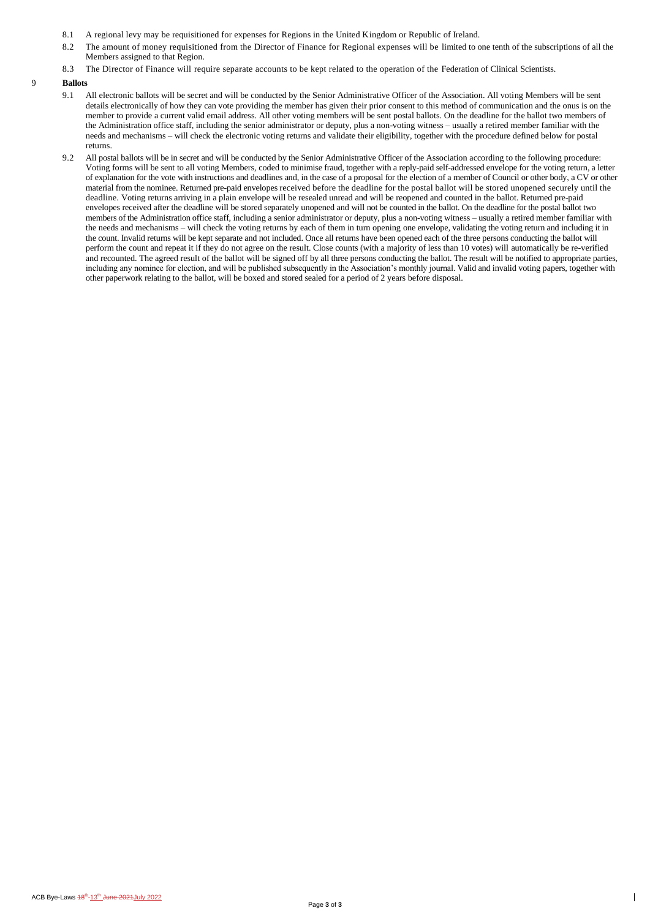8.1 A regional levy may be requisitioned for expenses for Regions in the United Kingdom or Republic of Ireland.

8.2 The amount of money requisitioned from the Director of Finance for Regional expenses will be limited to one tenth of the subscriptions of all the Members assigned to that Region.

8.3 The Director of Finance will require separate accounts to be kept related to the operation of the Federation of Clinical Scientists.

## 9 Ballots

9.1 All electronic ballots will be secret and will be conducted by the Senior Administrative Officer of the Association. All voting Members will be sent details electronically of how they can vote providing the member has given their prior consent to this method of communication and the onus is on the member to provide a current valid email address. All other voting members will be sent postal ballots. On the deadline for the ballot two members of the Administration office staff, including the senior administrator or deputy, plus a non-voting witness – usually a retired member familiar with the needs and mechanisms – will check the electronic voting returns and validate their eligibility, together with the procedure defined below for postal returns.

9.2 All postal ballots will be in secret and will be conducted by the Senior Administrative Officer of the Association according to the following procedure: Voting forms will be sent to all voting Members, coded to minimise fraud, together with a reply-paid self-addressed envelope for the voting return, a letter of explanation for the vote with instructions and deadlines and, in the case of a proposal for the election of a member of Council or other body, a CV or other material from the nominee. Returned pre-paid envelopes received before the deadline for the postal ballot will be stored unopened securely until the deadline. Voting returns arriving in a plain envelope will be resealed unread and will be reopened and counted in the ballot. Returned pre-paid envelopes received after the deadline will be stored separately unopened and will not be counted in the ballot. On the deadline for the postal ballot two members of the Administration office staff, including a senior administrator or deputy, plus a non-voting witness – usually a retired member familiar with the needs and mechanisms – will check the voting returns by each of them in turn opening one envelope, validating the voting return and including it in the count. Invalid returns will be kept separate and not included. Once all returns have been opened each of the three persons conducting the ballot will perform the count and repeat it if they do not agree on the result. Close counts (with a majority of less than 10 votes) will automatically be re-verified and recounted. The agreed result of the ballot will be signed off by all three persons conducting the ballot. The result will be notified to appropriate parties, including any nominee for election, and will be published subsequently in the Association's monthly journal. Valid and invalid voting papers, together with other paperwork relating to the ballot, will be boxed and stored sealed for a period of 2 years before disposal.